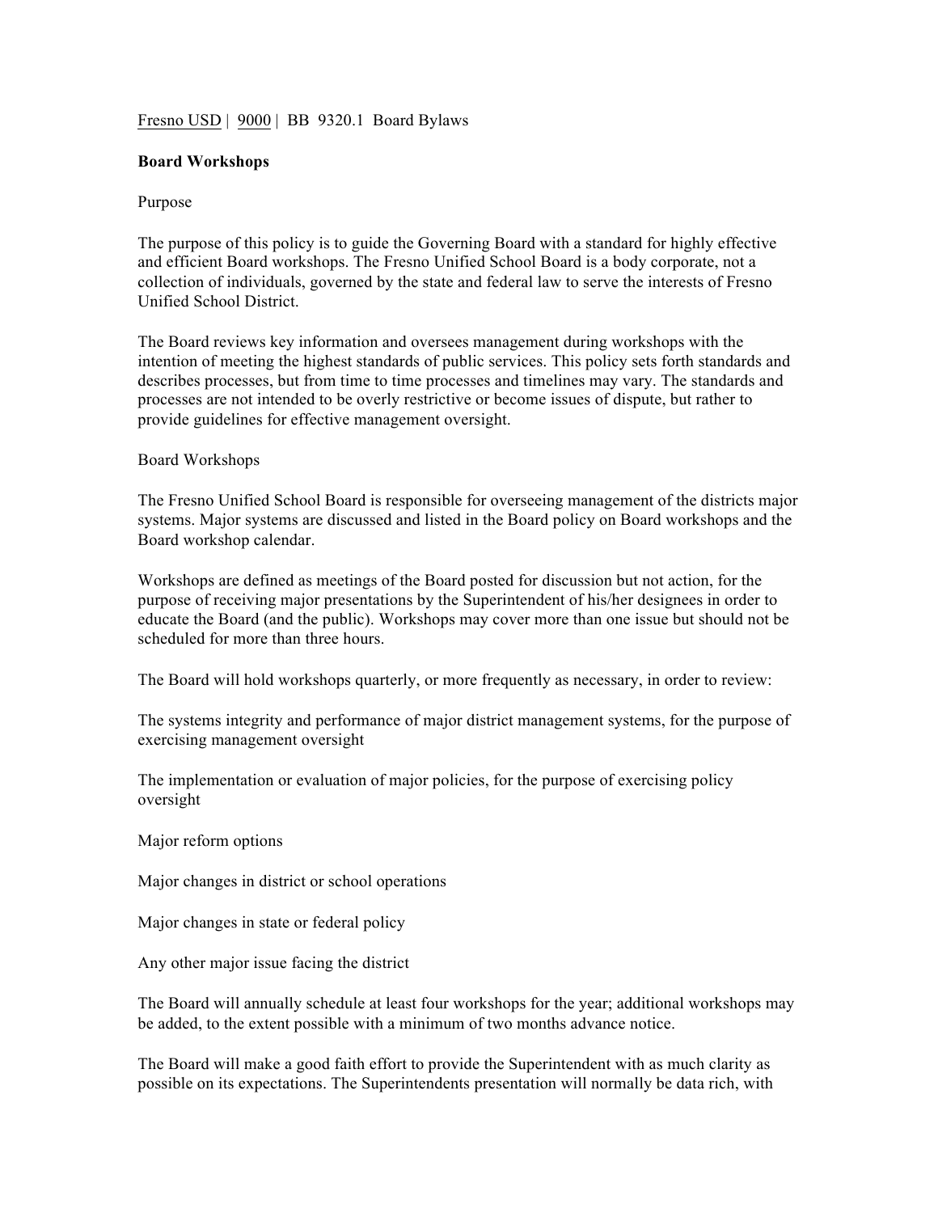Fresno USD | 9000 | BB 9320.1 Board Bylaws

**Board Workshops**

Purpose

The purpose of this policy is to guide the Governing Board with a standard for highly effective and efficient Board workshops. The Fresno Unified School Board is a body corporate, not a collection of individuals, governed by the state and federal law to serve the interests of Fresno Unified School District.

The Board reviews key information and oversees management during workshops with the intention of meeting the highest standards of public services. This policy sets forth standards and describes processes, but from time to time processes and timelines may vary. The standards and processes are not intended to be overly restrictive or become issues of dispute, but rather to provide guidelines for effective management oversight.

Board Workshops

The Fresno Unified School Board is responsible for overseeing management of the districts major systems. Major systems are discussed and listed in the Board policy on Board workshops and the Board workshop calendar.

Workshops are defined as meetings of the Board posted for discussion but not action, for the purpose of receiving major presentations by the Superintendent of his/her designees in order to educate the Board (and the public). Workshops may cover more than one issue but should not be scheduled for more than three hours.

The Board will hold workshops quarterly, or more frequently as necessary, in order to review:

The systems integrity and performance of major district management systems, for the purpose of exercising management oversight

The implementation or evaluation of major policies, for the purpose of exercising policy oversight

Major reform options

Major changes in district or school operations

Major changes in state or federal policy

Any other major issue facing the district

The Board will annually schedule at least four workshops for the year; additional workshops may be added, to the extent possible with a minimum of two months advance notice.

The Board will make a good faith effort to provide the Superintendent with as much clarity as possible on its expectations. The Superintendents presentation will normally be data rich, with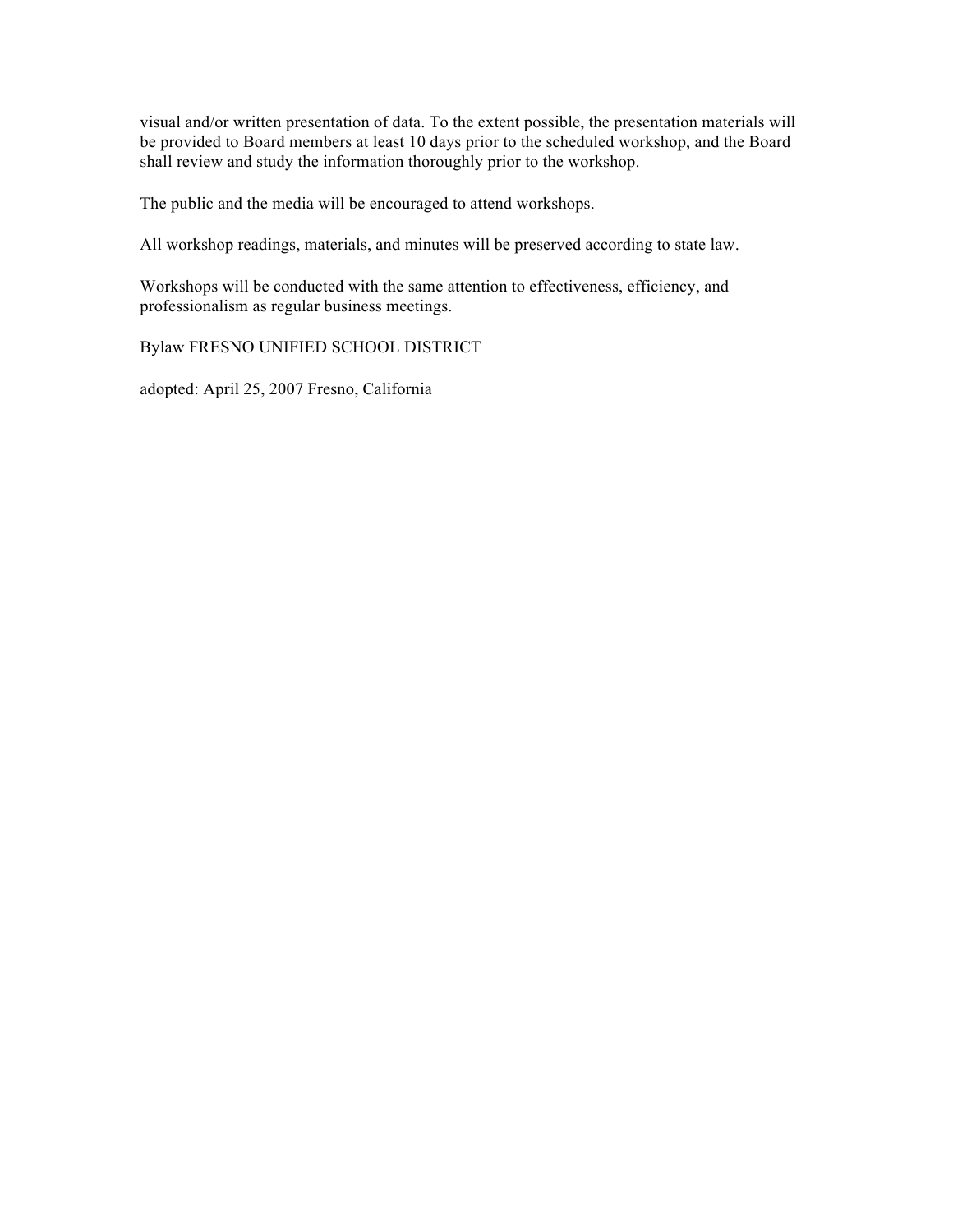visual and/or written presentation of data. To the extent possible, the presentation materials will be provided to Board members at least 10 days prior to the scheduled workshop, and the Board shall review and study the information thoroughly prior to the workshop.

The public and the media will be encouraged to attend workshops.

All workshop readings, materials, and minutes will be preserved according to state law.

Workshops will be conducted with the same attention to effectiveness, efficiency, and professionalism as regular business meetings.

Bylaw FRESNO UNIFIED SCHOOL DISTRICT

adopted: April 25, 2007 Fresno, California